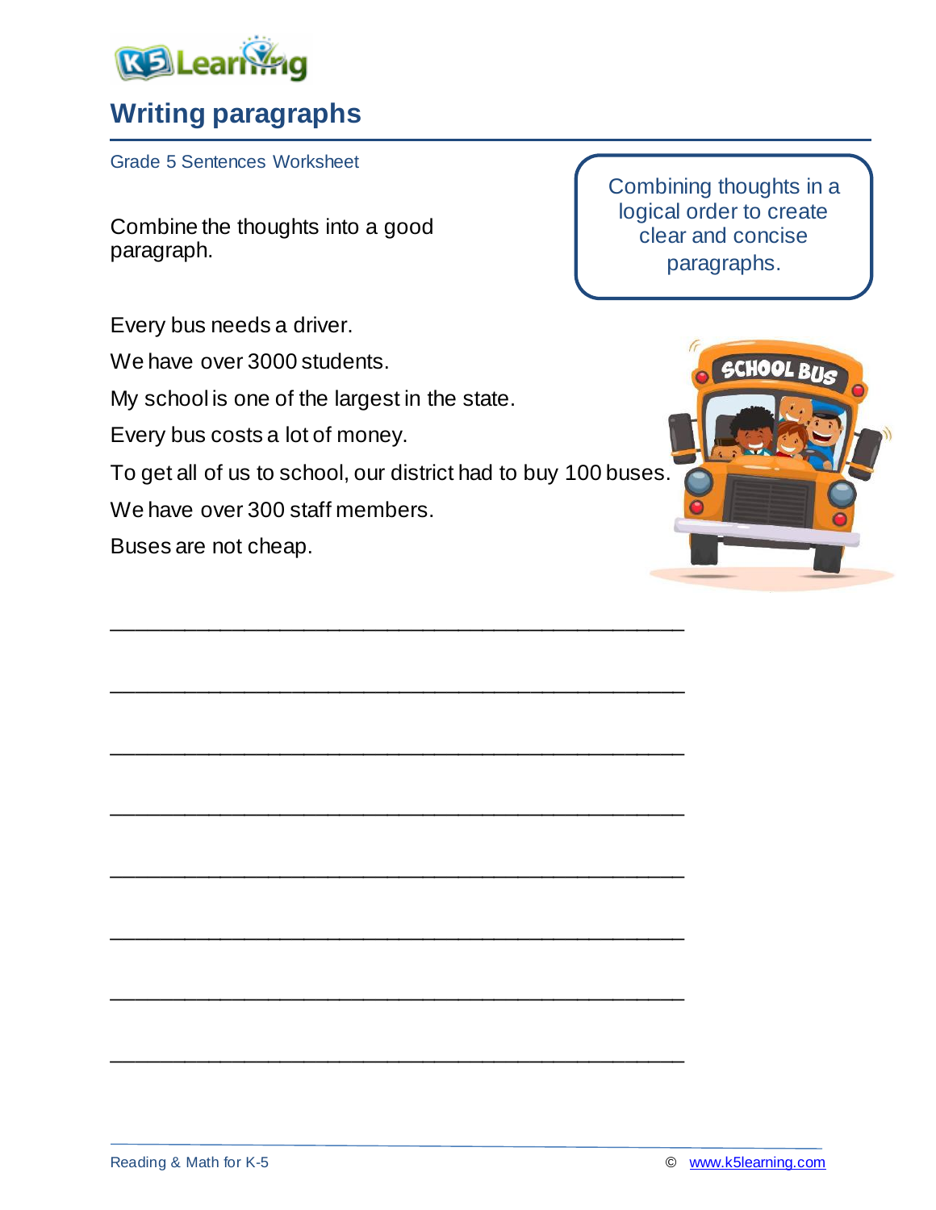# Writing paragraphs

Grade 5 Sentences Worksheet

Combine the thoughts into a good paragraph.

Combining thoughts in a logical order to create clear and concise paragraphs.

Every bus needs a driver.

We have over 3000 students.

My school is one of the largest in the state.

Every bus costs a lot of money.

To get all of us to school, our district had to buy 100 buses.

We have over 300 staff members.

Buses are not cheap.

\_\_\_\_\_\_\_\_\_\_\_\_\_\_\_\_\_\_\_\_\_\_\_\_\_\_\_\_\_\_\_\_\_\_\_\_\_\_\_\_\_\_\_\_

\_\_\_\_\_\_\_\_\_\_\_\_\_\_\_\_\_\_\_\_\_\_\_\_\_\_\_\_\_\_\_\_\_\_\_\_\_\_\_\_\_\_\_\_

\_\_\_\_\_\_\_\_\_\_\_\_\_\_\_\_\_\_\_\_\_\_\_\_\_\_\_\_\_\_\_\_\_\_\_\_\_\_\_\_\_\_\_\_

\_\_\_\_\_\_\_\_\_\_\_\_\_\_\_\_\_\_\_\_\_\_\_\_\_\_\_\_\_\_\_\_\_\_\_\_\_\_\_\_\_\_\_\_

\_\_\_\_\_\_\_\_\_\_\_\_\_\_\_\_\_\_\_\_\_\_\_\_\_\_\_\_\_\_\_\_\_\_\_\_\_\_\_\_\_\_\_\_

\_\_\_\_\_\_\_\_\_\_\_\_\_\_\_\_\_\_\_\_\_\_\_\_\_\_\_\_\_\_\_\_\_\_\_\_\_\_\_\_\_\_\_\_

\_\_\_\_\_\_\_\_\_\_\_\_\_\_\_\_\_\_\_\_\_\_\_\_\_\_\_\_\_\_\_\_\_\_\_\_\_\_\_\_\_\_\_\_

\_\_\_\_\_\_\_\_\_\_\_\_\_\_\_\_\_\_\_\_\_\_\_\_\_\_\_\_\_\_\_\_\_\_\_\_\_\_\_\_\_\_\_\_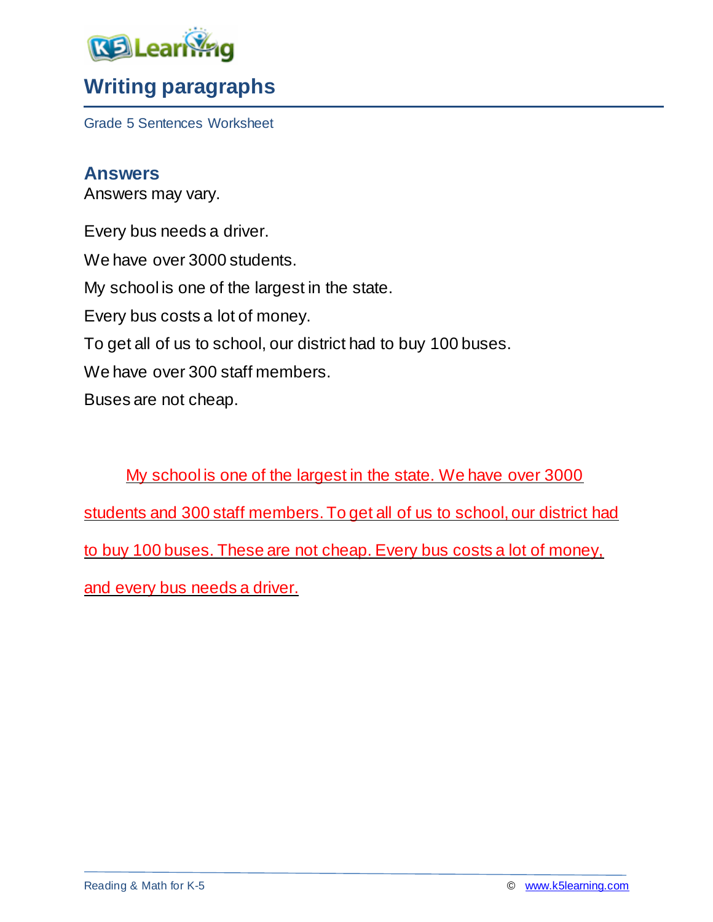# Writing paragraphs

Grade 5 Sentences Worksheet

## Answers

Answers may vary.

Every bus needs a driver.

We have over 3000 students.

My school is one of the largest in the state.

Every bus costs a lot of money.

To get all of us to school, our district had to buy 100 buses.

We have over 300 staff members.

Buses are not cheap.

My school is one of the largest in the state. We have over 3000 students and 300 staff members. To get all of us to school, our district had to buy 100 buses. These are not cheap. Every bus costs a lot of money, and every bus needs a driver.